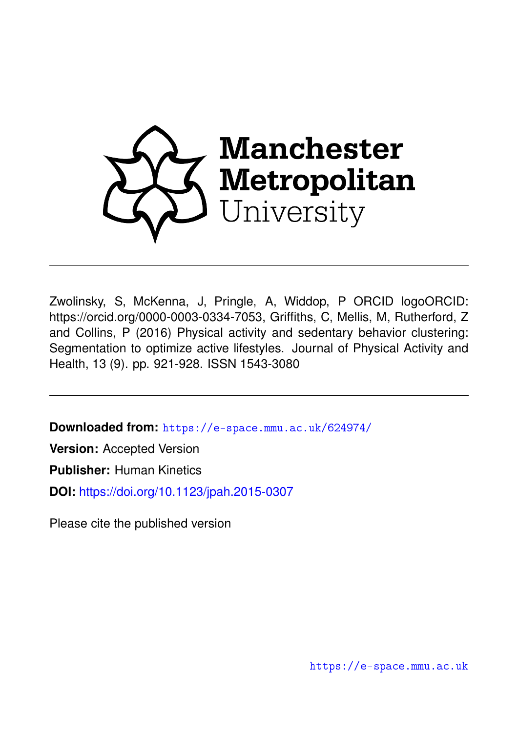Manchester Metropolitan University

Zwolinsky, S, McKenna, J, Pringle, A, Widdop, P ORCID logoORCID: https://orcid.org/0000-0003-0334-7053, Griffiths, C, Mellis, M, Rutherford, Z and Collins, P (2016) Physical activity and sedentary behavior clustering: Segmentation to optimize active lifestyles. Journal of Physical Activity and Health, 13 (9). pp. 921-928. ISSN 1543-3080

**Downloaded from:** https://e-space.mmu.ac.uk/624974/

**Version:** Accepted Version

**Publisher:** Human Kinetics

**DOI:** https://doi.org/10.1123/jpah.2015-0307

Please cite the published version

https://e-space.mmu.ac.uk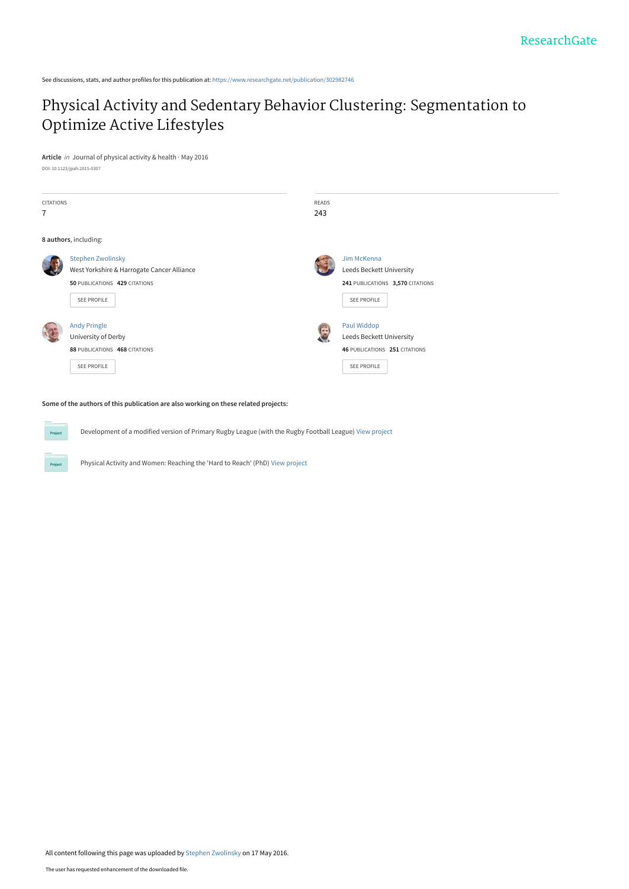See discussions, stats, and author profiles for this publication at: https://www.researchgate.net/publication/302982746

# Physical Activity and Sedentary Behavior Clustering: Segmentation to Optimize Active Lifestyles

**Article** *in* Journal of physical activity & health · May 2016

DOI: 10.1123/jpah.2015-0307

| CITATIONS | READS |
|---|---|
| 7 | 243 |

**8 authors**, including:

**Stephen Zwolinsky**
West Yorkshire & Harrogate Cancer Alliance
**50** PUBLICATIONS **429** CITATIONS

**Jim McKenna**
Leeds Beckett University
**241** PUBLICATIONS **3,570** CITATIONS

**Andy Pringle**
University of Derby
**88** PUBLICATIONS **468** CITATIONS

**Paul Widdop**
Leeds Beckett University
**46** PUBLICATIONS **251** CITATIONS

**Some of the authors of this publication are also working on these related projects:**

- Development of a modified version of Primary Rugby League (with the Rugby Football League) View project
- Physical Activity and Women: Reaching the 'Hard to Reach' (PhD) View project

All content following this page was uploaded by Stephen Zwolinsky on 17 May 2016.

The user has requested enhancement of the downloaded file.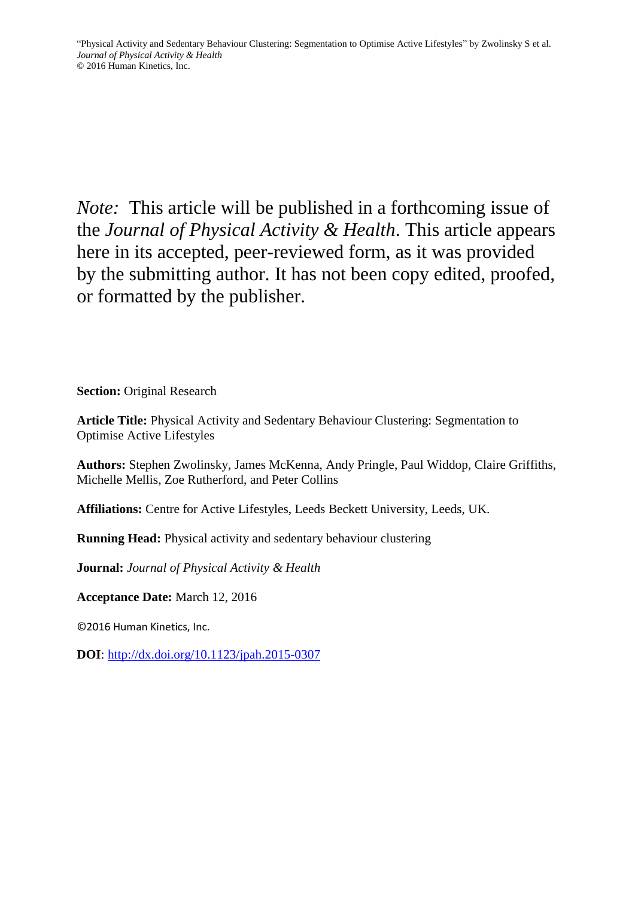*Note:* This article will be published in a forthcoming issue of the *Journal of Physical Activity & Health*. This article appears here in its accepted, peer-reviewed form, as it was provided by the submitting author. It has not been copy edited, proofed, or formatted by the publisher.

**Section:** Original Research

**Article Title:** Physical Activity and Sedentary Behaviour Clustering: Segmentation to Optimise Active Lifestyles

**Authors:** Stephen Zwolinsky, James McKenna, Andy Pringle, Paul Widdop, Claire Griffiths, Michelle Mellis, Zoe Rutherford, and Peter Collins

**Affiliations:** Centre for Active Lifestyles, Leeds Beckett University, Leeds, UK.

**Running Head:** Physical activity and sedentary behaviour clustering

**Journal:** *Journal of Physical Activity & Health*

**Acceptance Date:** March 12, 2016

©2016 Human Kinetics, Inc.

**DOI**: http://dx.doi.org/10.1123/jpah.2015-0307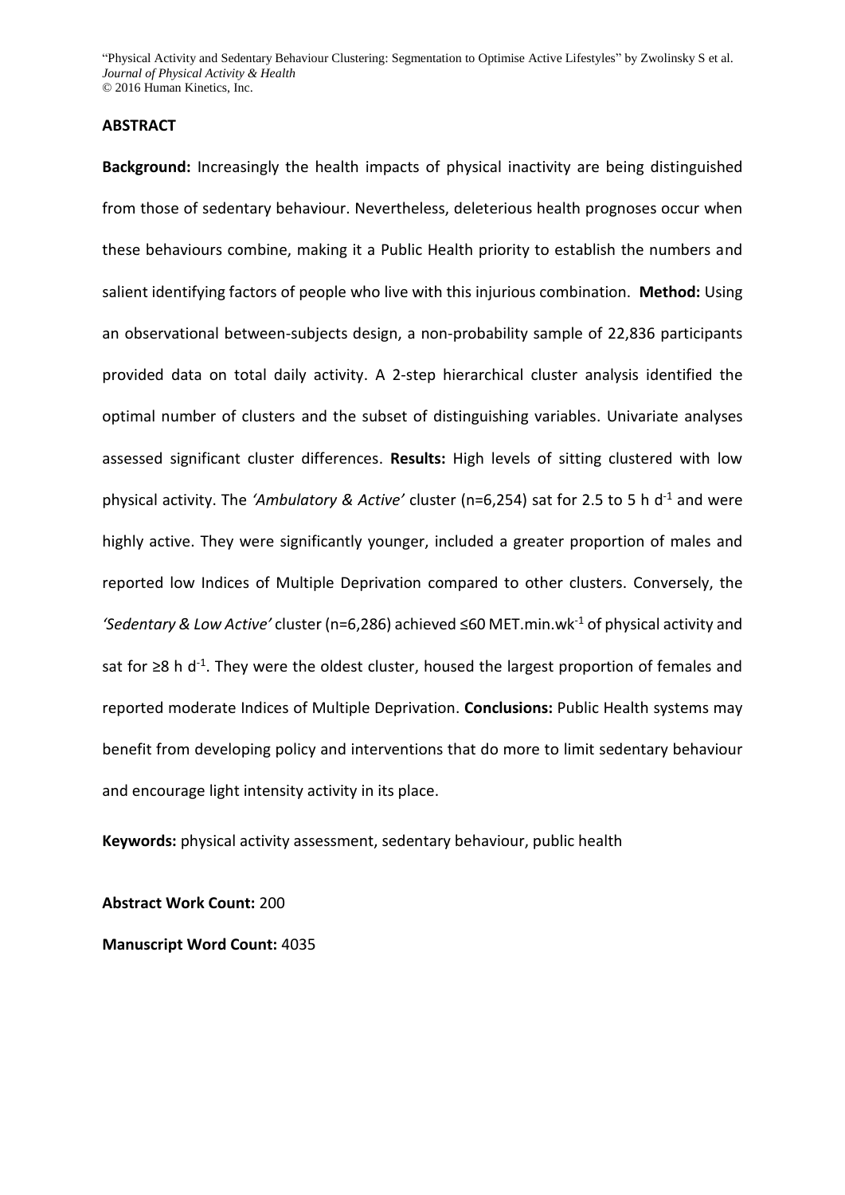## ABSTRACT

**Background:** Increasingly the health impacts of physical inactivity are being distinguished from those of sedentary behaviour. Nevertheless, deleterious health prognoses occur when these behaviours combine, making it a Public Health priority to establish the numbers and salient identifying factors of people who live with this injurious combination. **Method:** Using an observational between-subjects design, a non-probability sample of 22,836 participants provided data on total daily activity. A 2-step hierarchical cluster analysis identified the optimal number of clusters and the subset of distinguishing variables. Univariate analyses assessed significant cluster differences. **Results:** High levels of sitting clustered with low physical activity. The *'Ambulatory & Active'* cluster (n=6,254) sat for 2.5 to 5 h $d^{-1}$ and were highly active. They were significantly younger, included a greater proportion of males and reported low Indices of Multiple Deprivation compared to other clusters. Conversely, the *'Sedentary & Low Active'* cluster (n=6,286) achieved ≤60 MET.min.$wk^{-1}$ of physical activity and sat for ≥8 h $d^{-1}$. They were the oldest cluster, housed the largest proportion of females and reported moderate Indices of Multiple Deprivation. **Conclusions:** Public Health systems may benefit from developing policy and interventions that do more to limit sedentary behaviour and encourage light intensity activity in its place.

**Keywords:** physical activity assessment, sedentary behaviour, public health

**Abstract Work Count:** 200

**Manuscript Word Count:** 4035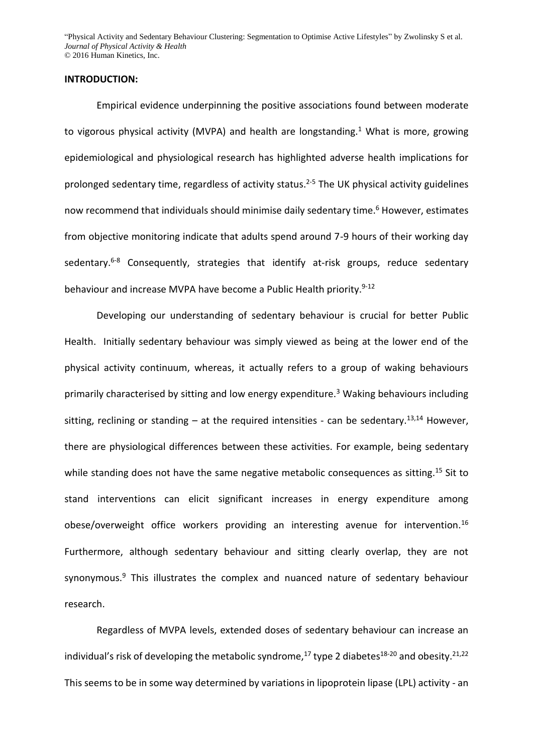**INTRODUCTION:**

Empirical evidence underpinning the positive associations found between moderate to vigorous physical activity (MVPA) and health are longstanding.[1] What is more, growing epidemiological and physiological research has highlighted adverse health implications for prolonged sedentary time, regardless of activity status.[2-5] The UK physical activity guidelines now recommend that individuals should minimise daily sedentary time.[6] However, estimates from objective monitoring indicate that adults spend around 7-9 hours of their working day sedentary.[6-8] Consequently, strategies that identify at-risk groups, reduce sedentary behaviour and increase MVPA have become a Public Health priority.[9-12]

Developing our understanding of sedentary behaviour is crucial for better Public Health. Initially sedentary behaviour was simply viewed as being at the lower end of the physical activity continuum, whereas, it actually refers to a group of waking behaviours primarily characterised by sitting and low energy expenditure.[3] Waking behaviours including sitting, reclining or standing – at the required intensities - can be sedentary.[13,14] However, there are physiological differences between these activities. For example, being sedentary while standing does not have the same negative metabolic consequences as sitting.[15] Sit to stand interventions can elicit significant increases in energy expenditure among obese/overweight office workers providing an interesting avenue for intervention.[16] Furthermore, although sedentary behaviour and sitting clearly overlap, they are not synonymous.[9] This illustrates the complex and nuanced nature of sedentary behaviour research.

Regardless of MVPA levels, extended doses of sedentary behaviour can increase an individual's risk of developing the metabolic syndrome,[17] type 2 diabetes[18-20] and obesity.[21,22] This seems to be in some way determined by variations in lipoprotein lipase (LPL) activity - an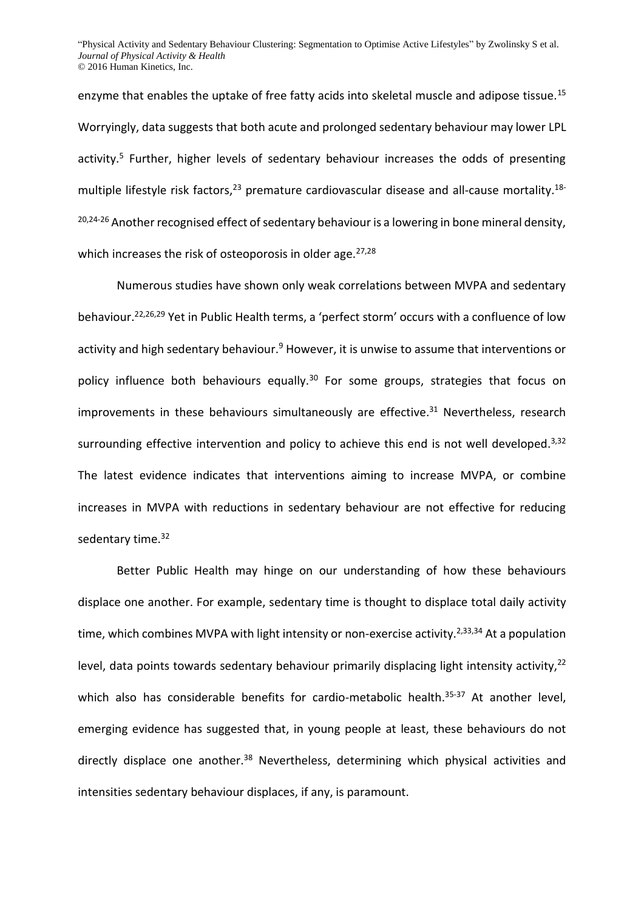enzyme that enables the uptake of free fatty acids into skeletal muscle and adipose tissue.[15] Worryingly, data suggests that both acute and prolonged sedentary behaviour may lower LPL activity.[5] Further, higher levels of sedentary behaviour increases the odds of presenting multiple lifestyle risk factors,[23] premature cardiovascular disease and all-cause mortality.[18-20,24-26] Another recognised effect of sedentary behaviour is a lowering in bone mineral density, which increases the risk of osteoporosis in older age.[27,28]

Numerous studies have shown only weak correlations between MVPA and sedentary behaviour.[22,26,29] Yet in Public Health terms, a 'perfect storm' occurs with a confluence of low activity and high sedentary behaviour.[9] However, it is unwise to assume that interventions or policy influence both behaviours equally.[30] For some groups, strategies that focus on improvements in these behaviours simultaneously are effective.[31] Nevertheless, research surrounding effective intervention and policy to achieve this end is not well developed.[3,32] The latest evidence indicates that interventions aiming to increase MVPA, or combine increases in MVPA with reductions in sedentary behaviour are not effective for reducing sedentary time.[32]

Better Public Health may hinge on our understanding of how these behaviours displace one another. For example, sedentary time is thought to displace total daily activity time, which combines MVPA with light intensity or non-exercise activity.[2,33,34] At a population level, data points towards sedentary behaviour primarily displacing light intensity activity,[22] which also has considerable benefits for cardio-metabolic health.[35-37] At another level, emerging evidence has suggested that, in young people at least, these behaviours do not directly displace one another.[38] Nevertheless, determining which physical activities and intensities sedentary behaviour displaces, if any, is paramount.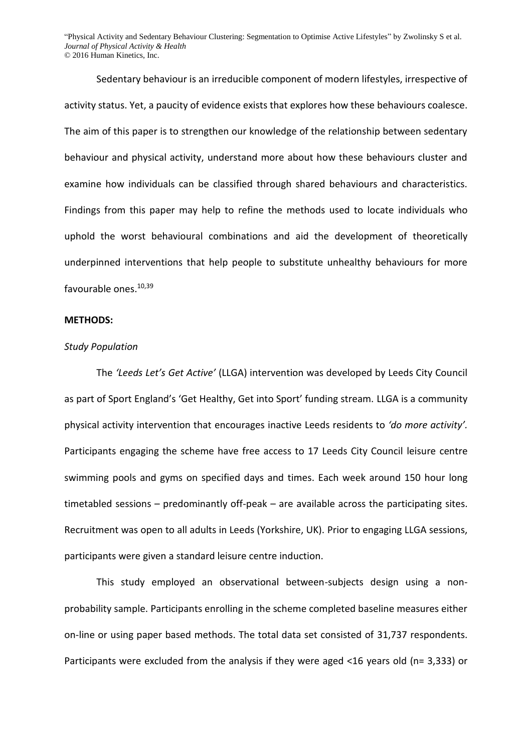Sedentary behaviour is an irreducible component of modern lifestyles, irrespective of activity status. Yet, a paucity of evidence exists that explores how these behaviours coalesce. The aim of this paper is to strengthen our knowledge of the relationship between sedentary behaviour and physical activity, understand more about how these behaviours cluster and examine how individuals can be classified through shared behaviours and characteristics. Findings from this paper may help to refine the methods used to locate individuals who uphold the worst behavioural combinations and aid the development of theoretically underpinned interventions that help people to substitute unhealthy behaviours for more favourable ones.[10,39]

**METHODS:**

*Study Population*

The *'Leeds Let's Get Active'* (LLGA) intervention was developed by Leeds City Council as part of Sport England's 'Get Healthy, Get into Sport' funding stream. LLGA is a community physical activity intervention that encourages inactive Leeds residents to *'do more activity'*. Participants engaging the scheme have free access to 17 Leeds City Council leisure centre swimming pools and gyms on specified days and times. Each week around 150 hour long timetabled sessions – predominantly off-peak – are available across the participating sites. Recruitment was open to all adults in Leeds (Yorkshire, UK). Prior to engaging LLGA sessions, participants were given a standard leisure centre induction.

This study employed an observational between-subjects design using a non-probability sample. Participants enrolling in the scheme completed baseline measures either on-line or using paper based methods. The total data set consisted of 31,737 respondents. Participants were excluded from the analysis if they were aged <16 years old (n= 3,333) or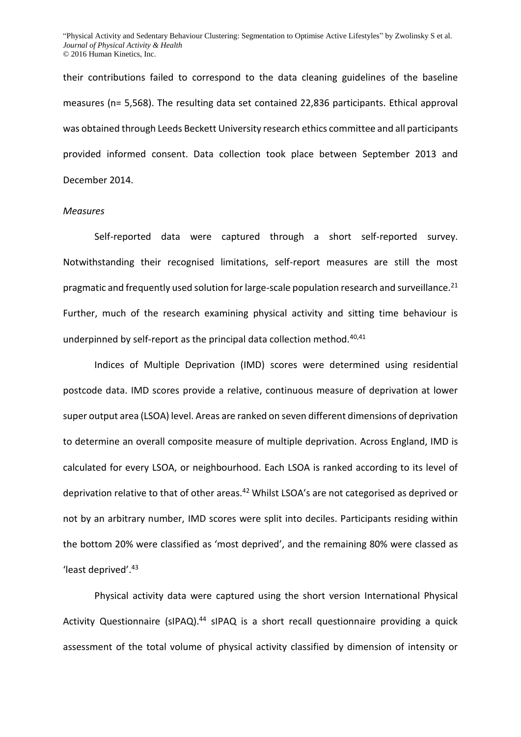their contributions failed to correspond to the data cleaning guidelines of the baseline measures (n= 5,568). The resulting data set contained 22,836 participants. Ethical approval was obtained through Leeds Beckett University research ethics committee and all participants provided informed consent. Data collection took place between September 2013 and December 2014.

*Measures*

Self-reported data were captured through a short self-reported survey. Notwithstanding their recognised limitations, self-report measures are still the most pragmatic and frequently used solution for large-scale population research and surveillance.[21] Further, much of the research examining physical activity and sitting time behaviour is underpinned by self-report as the principal data collection method.[40,41]

Indices of Multiple Deprivation (IMD) scores were determined using residential postcode data. IMD scores provide a relative, continuous measure of deprivation at lower super output area (LSOA) level. Areas are ranked on seven different dimensions of deprivation to determine an overall composite measure of multiple deprivation. Across England, IMD is calculated for every LSOA, or neighbourhood. Each LSOA is ranked according to its level of deprivation relative to that of other areas.[42] Whilst LSOA's are not categorised as deprived or not by an arbitrary number, IMD scores were split into deciles. Participants residing within the bottom 20% were classified as 'most deprived', and the remaining 80% were classed as 'least deprived'.[43]

Physical activity data were captured using the short version International Physical Activity Questionnaire (sIPAQ).[44] sIPAQ is a short recall questionnaire providing a quick assessment of the total volume of physical activity classified by dimension of intensity or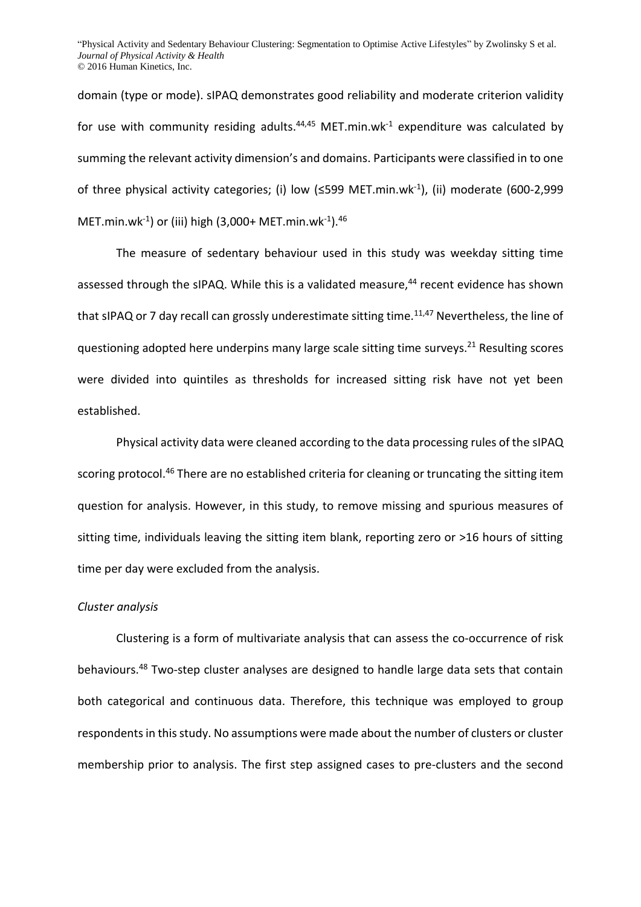domain (type or mode). sIPAQ demonstrates good reliability and moderate criterion validity for use with community residing adults.[44,45] MET.min.wk$^{-1}$ expenditure was calculated by summing the relevant activity dimension's and domains. Participants were classified in to one of three physical activity categories; (i) low (≤599 MET.min.wk$^{-1}$), (ii) moderate (600-2,999 MET.min.wk$^{-1}$) or (iii) high (3,000+ MET.min.wk$^{-1}$).[46]

The measure of sedentary behaviour used in this study was weekday sitting time assessed through the sIPAQ. While this is a validated measure,[44] recent evidence has shown that sIPAQ or 7 day recall can grossly underestimate sitting time.[11,47] Nevertheless, the line of questioning adopted here underpins many large scale sitting time surveys.[21] Resulting scores were divided into quintiles as thresholds for increased sitting risk have not yet been established.

Physical activity data were cleaned according to the data processing rules of the sIPAQ scoring protocol.[46] There are no established criteria for cleaning or truncating the sitting item question for analysis. However, in this study, to remove missing and spurious measures of sitting time, individuals leaving the sitting item blank, reporting zero or >16 hours of sitting time per day were excluded from the analysis.

*Cluster analysis*

Clustering is a form of multivariate analysis that can assess the co-occurrence of risk behaviours.[48] Two-step cluster analyses are designed to handle large data sets that contain both categorical and continuous data. Therefore, this technique was employed to group respondents in this study. No assumptions were made about the number of clusters or cluster membership prior to analysis. The first step assigned cases to pre-clusters and the second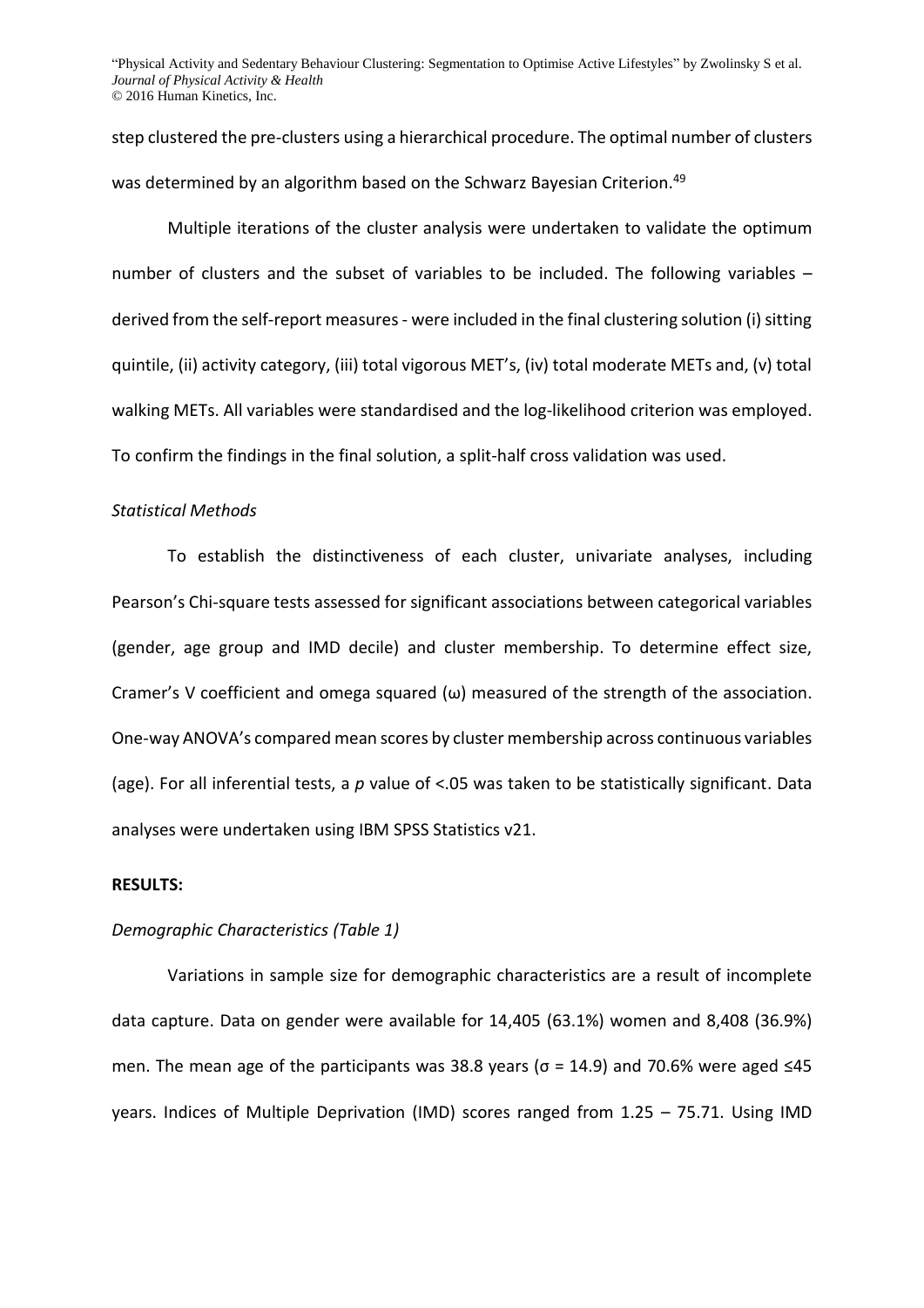step clustered the pre-clusters using a hierarchical procedure. The optimal number of clusters was determined by an algorithm based on the Schwarz Bayesian Criterion.[49]

Multiple iterations of the cluster analysis were undertaken to validate the optimum number of clusters and the subset of variables to be included. The following variables – derived from the self-report measures - were included in the final clustering solution (i) sitting quintile, (ii) activity category, (iii) total vigorous MET's, (iv) total moderate METs and, (v) total walking METs. All variables were standardised and the log-likelihood criterion was employed. To confirm the findings in the final solution, a split-half cross validation was used.

*Statistical Methods*

To establish the distinctiveness of each cluster, univariate analyses, including Pearson's Chi-square tests assessed for significant associations between categorical variables (gender, age group and IMD decile) and cluster membership. To determine effect size, Cramer's V coefficient and omega squared (ω) measured of the strength of the association. One-way ANOVA's compared mean scores by cluster membership across continuous variables (age). For all inferential tests, a *p* value of <.05 was taken to be statistically significant. Data analyses were undertaken using IBM SPSS Statistics v21.

**RESULTS:**

*Demographic Characteristics (Table 1)*

Variations in sample size for demographic characteristics are a result of incomplete data capture. Data on gender were available for 14,405 (63.1%) women and 8,408 (36.9%) men. The mean age of the participants was 38.8 years (σ = 14.9) and 70.6% were aged ≤45 years. Indices of Multiple Deprivation (IMD) scores ranged from 1.25 – 75.71. Using IMD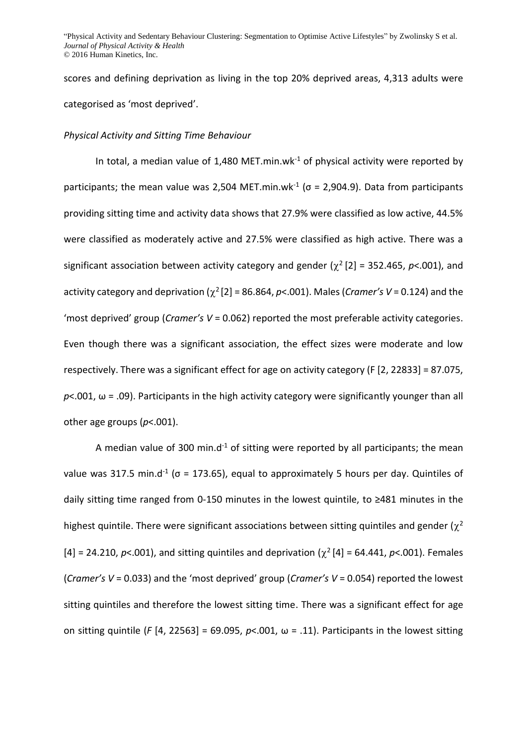scores and defining deprivation as living in the top 20% deprived areas, 4,313 adults were categorised as 'most deprived'.

*Physical Activity and Sitting Time Behaviour*

In total, a median value of 1,480 MET.min.wk$^{-1}$ of physical activity were reported by participants; the mean value was 2,504 MET.min.wk$^{-1}$ ($\sigma$ = 2,904.9). Data from participants providing sitting time and activity data shows that 27.9% were classified as low active, 44.5% were classified as moderately active and 27.5% were classified as high active. There was a significant association between activity category and gender ($\chi^2$ [2] = 352.465, *p*<.001), and activity category and deprivation ($\chi^2$ [2] = 86.864, *p*<.001). Males (*Cramer's V* = 0.124) and the 'most deprived' group (*Cramer's V* = 0.062) reported the most preferable activity categories. Even though there was a significant association, the effect sizes were moderate and low respectively. There was a significant effect for age on activity category (F [2, 22833] = 87.075, *p*<.001, $\omega$ = .09). Participants in the high activity category were significantly younger than all other age groups (*p*<.001).

A median value of 300 min.d$^{-1}$ of sitting were reported by all participants; the mean value was 317.5 min.d$^{-1}$ ($\sigma$ = 173.65), equal to approximately 5 hours per day. Quintiles of daily sitting time ranged from 0-150 minutes in the lowest quintile, to ≥481 minutes in the highest quintile. There were significant associations between sitting quintiles and gender ($\chi^2$ [4] = 24.210, *p*<.001), and sitting quintiles and deprivation ($\chi^2$ [4] = 64.441, *p*<.001). Females (*Cramer's V* = 0.033) and the 'most deprived' group (*Cramer's V* = 0.054) reported the lowest sitting quintiles and therefore the lowest sitting time. There was a significant effect for age on sitting quintile (*F* [4, 22563] = 69.095, *p*<.001, $\omega$ = .11). Participants in the lowest sitting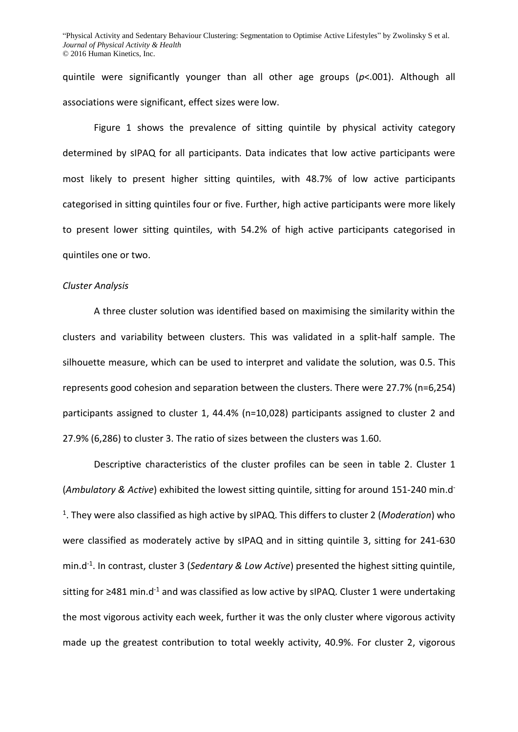quintile were significantly younger than all other age groups ($p$<.001). Although all associations were significant, effect sizes were low.

Figure 1 shows the prevalence of sitting quintile by physical activity category determined by sIPAQ for all participants. Data indicates that low active participants were most likely to present higher sitting quintiles, with 48.7% of low active participants categorised in sitting quintiles four or five. Further, high active participants were more likely to present lower sitting quintiles, with 54.2% of high active participants categorised in quintiles one or two.

*Cluster Analysis*

A three cluster solution was identified based on maximising the similarity within the clusters and variability between clusters. This was validated in a split-half sample. The silhouette measure, which can be used to interpret and validate the solution, was 0.5. This represents good cohesion and separation between the clusters. There were 27.7% (n=6,254) participants assigned to cluster 1, 44.4% (n=10,028) participants assigned to cluster 2 and 27.9% (6,286) to cluster 3. The ratio of sizes between the clusters was 1.60.

Descriptive characteristics of the cluster profiles can be seen in table 2. Cluster 1 (*Ambulatory & Active*) exhibited the lowest sitting quintile, sitting for around 151-240 min.d$^{-1}$. They were also classified as high active by sIPAQ. This differs to cluster 2 (*Moderation*) who were classified as moderately active by sIPAQ and in sitting quintile 3, sitting for 241-630 min.d$^{-1}$. In contrast, cluster 3 (*Sedentary & Low Active*) presented the highest sitting quintile, sitting for ≥481 min.d$^{-1}$ and was classified as low active by sIPAQ. Cluster 1 were undertaking the most vigorous activity each week, further it was the only cluster where vigorous activity made up the greatest contribution to total weekly activity, 40.9%. For cluster 2, vigorous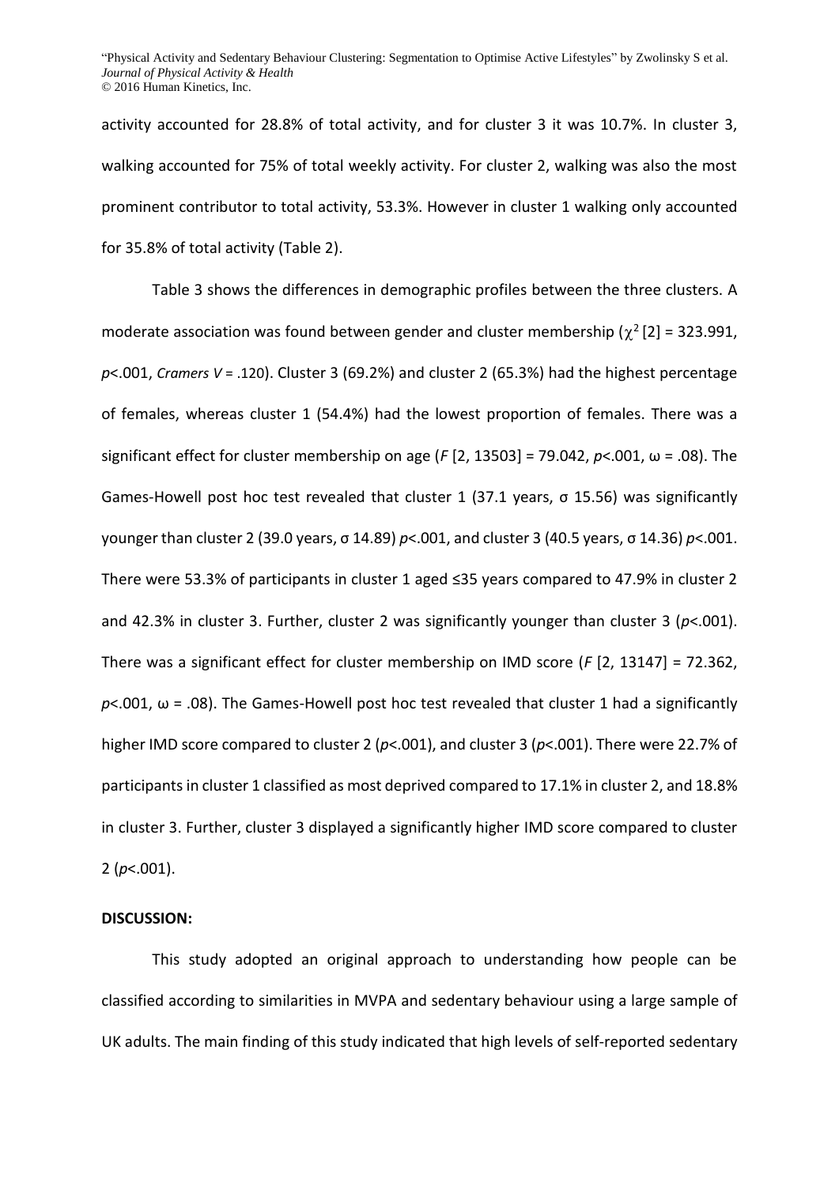activity accounted for 28.8% of total activity, and for cluster 3 it was 10.7%. In cluster 3, walking accounted for 75% of total weekly activity. For cluster 2, walking was also the most prominent contributor to total activity, 53.3%. However in cluster 1 walking only accounted for 35.8% of total activity (Table 2).

Table 3 shows the differences in demographic profiles between the three clusters. A moderate association was found between gender and cluster membership ($\chi^2$ [2] = 323.991, *p*<.001, *Cramers V* = .120). Cluster 3 (69.2%) and cluster 2 (65.3%) had the highest percentage of females, whereas cluster 1 (54.4%) had the lowest proportion of females. There was a significant effect for cluster membership on age (*F* [2, 13503] = 79.042, *p*<.001, ω = .08). The Games-Howell post hoc test revealed that cluster 1 (37.1 years, σ 15.56) was significantly younger than cluster 2 (39.0 years, σ 14.89) *p*<.001, and cluster 3 (40.5 years, σ 14.36) *p*<.001. There were 53.3% of participants in cluster 1 aged ≤35 years compared to 47.9% in cluster 2 and 42.3% in cluster 3. Further, cluster 2 was significantly younger than cluster 3 (*p*<.001). There was a significant effect for cluster membership on IMD score (*F* [2, 13147] = 72.362, *p*<.001, ω = .08). The Games-Howell post hoc test revealed that cluster 1 had a significantly higher IMD score compared to cluster 2 (*p*<.001), and cluster 3 (*p*<.001). There were 22.7% of participants in cluster 1 classified as most deprived compared to 17.1% in cluster 2, and 18.8% in cluster 3. Further, cluster 3 displayed a significantly higher IMD score compared to cluster 2 (*p*<.001).

**DISCUSSION:**

This study adopted an original approach to understanding how people can be classified according to similarities in MVPA and sedentary behaviour using a large sample of UK adults. The main finding of this study indicated that high levels of self-reported sedentary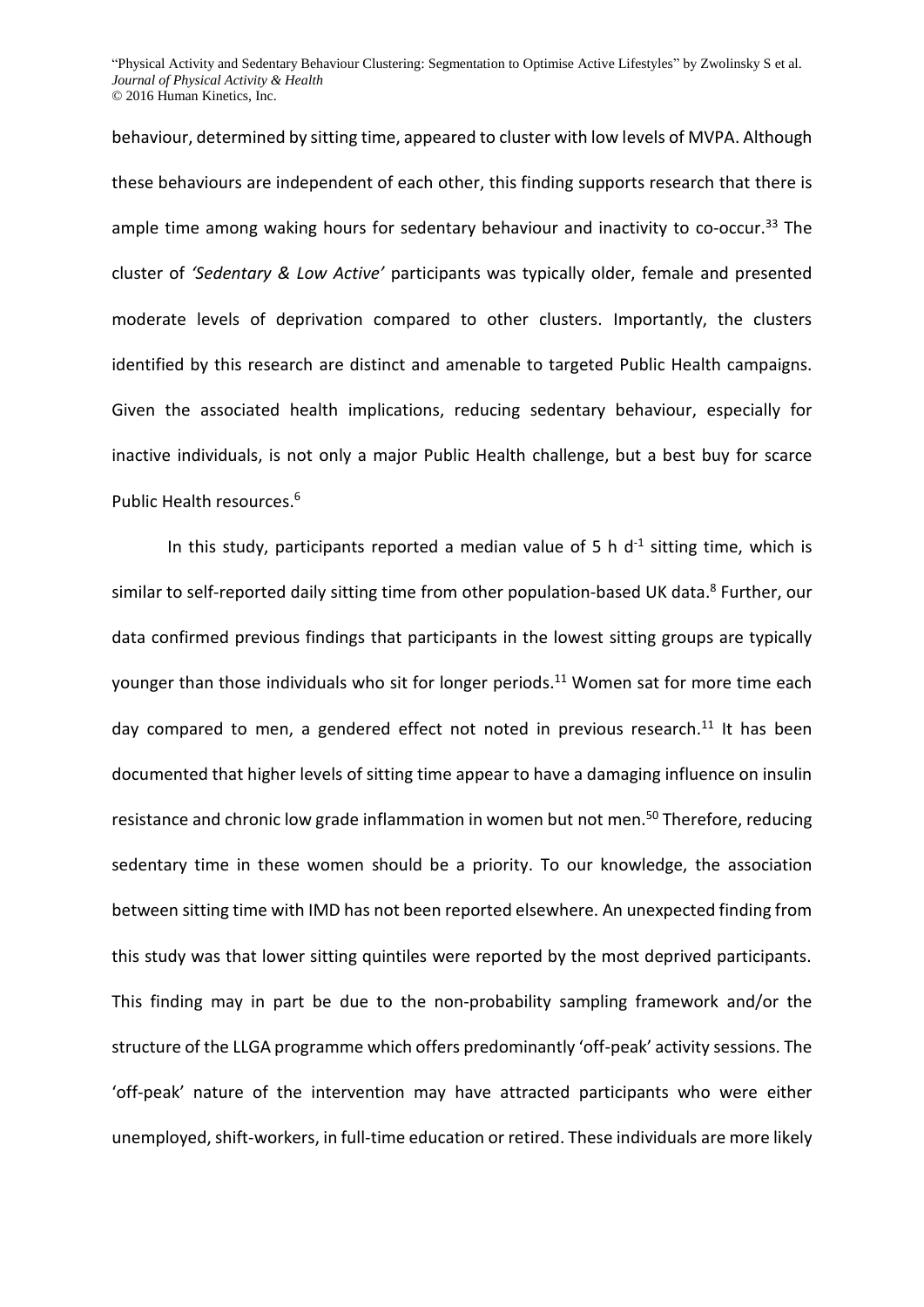behaviour, determined by sitting time, appeared to cluster with low levels of MVPA. Although these behaviours are independent of each other, this finding supports research that there is ample time among waking hours for sedentary behaviour and inactivity to co-occur.[33] The cluster of *'Sedentary & Low Active'* participants was typically older, female and presented moderate levels of deprivation compared to other clusters. Importantly, the clusters identified by this research are distinct and amenable to targeted Public Health campaigns. Given the associated health implications, reducing sedentary behaviour, especially for inactive individuals, is not only a major Public Health challenge, but a best buy for scarce Public Health resources.[6]

In this study, participants reported a median value of 5 h $d^{-1}$ sitting time, which is similar to self-reported daily sitting time from other population-based UK data.[8] Further, our data confirmed previous findings that participants in the lowest sitting groups are typically younger than those individuals who sit for longer periods.[11] Women sat for more time each day compared to men, a gendered effect not noted in previous research.[11] It has been documented that higher levels of sitting time appear to have a damaging influence on insulin resistance and chronic low grade inflammation in women but not men.[50] Therefore, reducing sedentary time in these women should be a priority. To our knowledge, the association between sitting time with IMD has not been reported elsewhere. An unexpected finding from this study was that lower sitting quintiles were reported by the most deprived participants. This finding may in part be due to the non-probability sampling framework and/or the structure of the LLGA programme which offers predominantly 'off-peak' activity sessions. The 'off-peak' nature of the intervention may have attracted participants who were either unemployed, shift-workers, in full-time education or retired. These individuals are more likely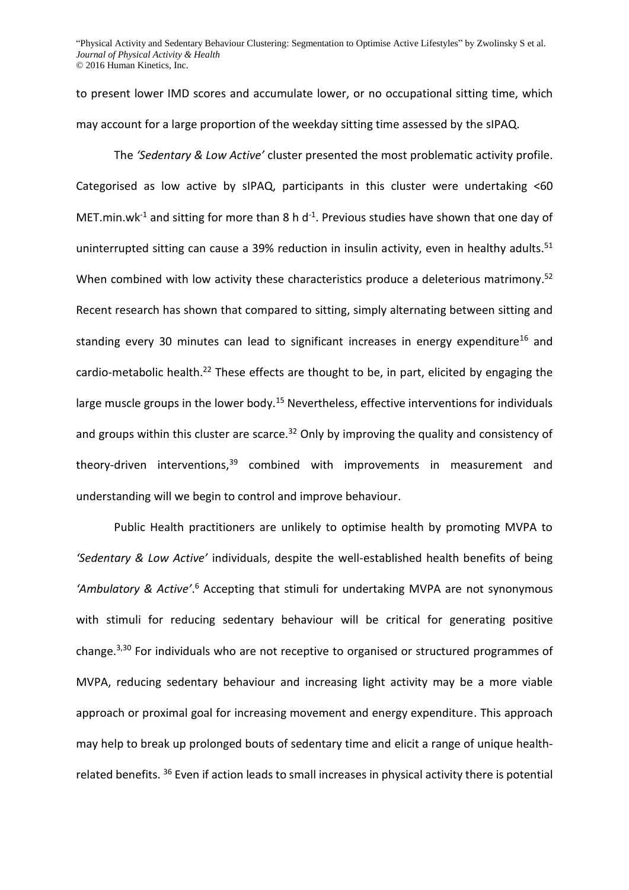to present lower IMD scores and accumulate lower, or no occupational sitting time, which may account for a large proportion of the weekday sitting time assessed by the sIPAQ.

The *'Sedentary & Low Active'* cluster presented the most problematic activity profile. Categorised as low active by sIPAQ, participants in this cluster were undertaking <60 MET.min.wk$^{-1}$ and sitting for more than 8 h d$^{-1}$. Previous studies have shown that one day of uninterrupted sitting can cause a 39% reduction in insulin activity, even in healthy adults.[51] When combined with low activity these characteristics produce a deleterious matrimony.[52] Recent research has shown that compared to sitting, simply alternating between sitting and standing every 30 minutes can lead to significant increases in energy expenditure[16] and cardio-metabolic health.[22] These effects are thought to be, in part, elicited by engaging the large muscle groups in the lower body.[15] Nevertheless, effective interventions for individuals and groups within this cluster are scarce.[32] Only by improving the quality and consistency of theory-driven interventions,[39] combined with improvements in measurement and understanding will we begin to control and improve behaviour.

Public Health practitioners are unlikely to optimise health by promoting MVPA to *'Sedentary & Low Active'* individuals, despite the well-established health benefits of being *'Ambulatory & Active'*.[6] Accepting that stimuli for undertaking MVPA are not synonymous with stimuli for reducing sedentary behaviour will be critical for generating positive change.[3,30] For individuals who are not receptive to organised or structured programmes of MVPA, reducing sedentary behaviour and increasing light activity may be a more viable approach or proximal goal for increasing movement and energy expenditure. This approach may help to break up prolonged bouts of sedentary time and elicit a range of unique health-related benefits. [36] Even if action leads to small increases in physical activity there is potential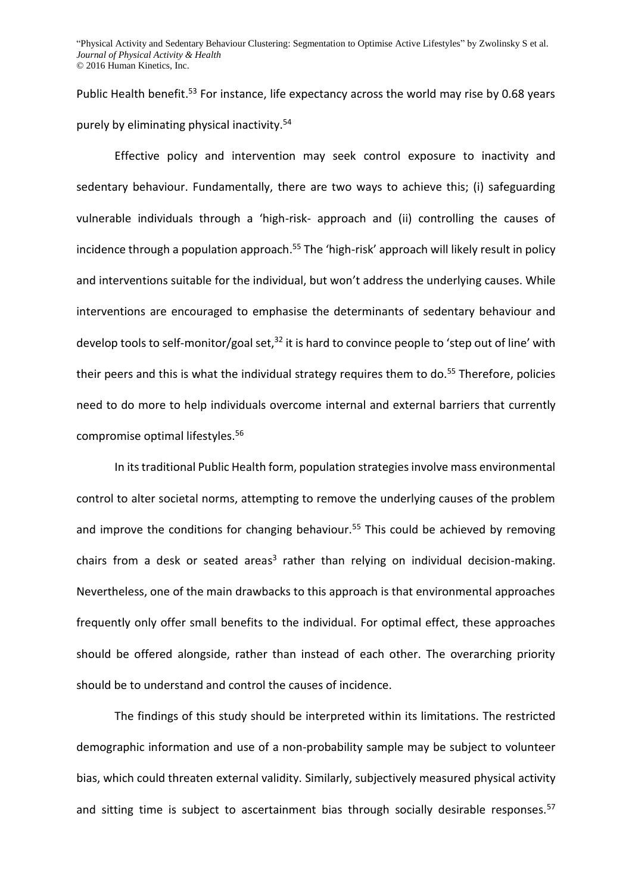Public Health benefit.[53] For instance, life expectancy across the world may rise by 0.68 years purely by eliminating physical inactivity.[54]

Effective policy and intervention may seek control exposure to inactivity and sedentary behaviour. Fundamentally, there are two ways to achieve this; (i) safeguarding vulnerable individuals through a 'high-risk- approach and (ii) controlling the causes of incidence through a population approach.[55] The 'high-risk' approach will likely result in policy and interventions suitable for the individual, but won't address the underlying causes. While interventions are encouraged to emphasise the determinants of sedentary behaviour and develop tools to self-monitor/goal set,[32] it is hard to convince people to 'step out of line' with their peers and this is what the individual strategy requires them to do.[55] Therefore, policies need to do more to help individuals overcome internal and external barriers that currently compromise optimal lifestyles.[56]

In its traditional Public Health form, population strategies involve mass environmental control to alter societal norms, attempting to remove the underlying causes of the problem and improve the conditions for changing behaviour.[55] This could be achieved by removing chairs from a desk or seated areas[3] rather than relying on individual decision-making. Nevertheless, one of the main drawbacks to this approach is that environmental approaches frequently only offer small benefits to the individual. For optimal effect, these approaches should be offered alongside, rather than instead of each other. The overarching priority should be to understand and control the causes of incidence.

The findings of this study should be interpreted within its limitations. The restricted demographic information and use of a non-probability sample may be subject to volunteer bias, which could threaten external validity. Similarly, subjectively measured physical activity and sitting time is subject to ascertainment bias through socially desirable responses.[57]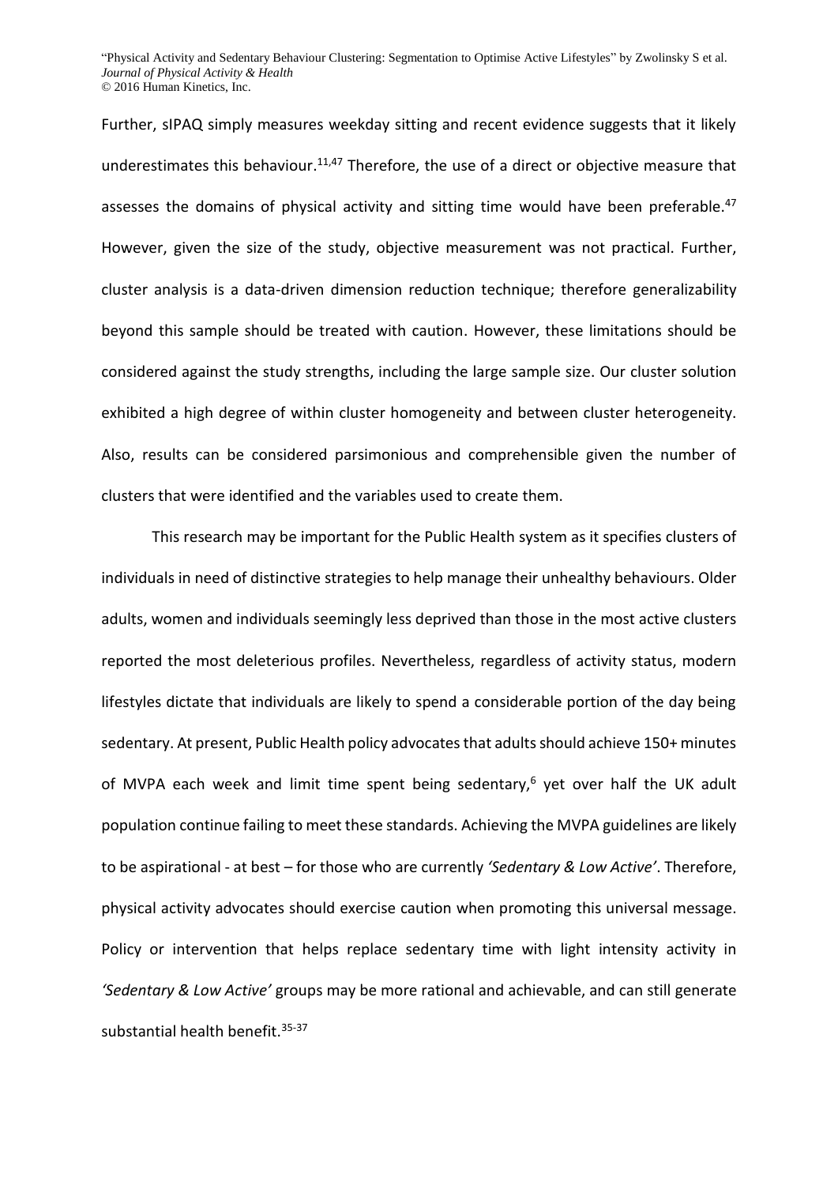Further, sIPAQ simply measures weekday sitting and recent evidence suggests that it likely underestimates this behaviour.[11,47] Therefore, the use of a direct or objective measure that assesses the domains of physical activity and sitting time would have been preferable.[47] However, given the size of the study, objective measurement was not practical. Further, cluster analysis is a data-driven dimension reduction technique; therefore generalizability beyond this sample should be treated with caution. However, these limitations should be considered against the study strengths, including the large sample size. Our cluster solution exhibited a high degree of within cluster homogeneity and between cluster heterogeneity. Also, results can be considered parsimonious and comprehensible given the number of clusters that were identified and the variables used to create them.

This research may be important for the Public Health system as it specifies clusters of individuals in need of distinctive strategies to help manage their unhealthy behaviours. Older adults, women and individuals seemingly less deprived than those in the most active clusters reported the most deleterious profiles. Nevertheless, regardless of activity status, modern lifestyles dictate that individuals are likely to spend a considerable portion of the day being sedentary. At present, Public Health policy advocates that adults should achieve 150+ minutes of MVPA each week and limit time spent being sedentary,[6] yet over half the UK adult population continue failing to meet these standards. Achieving the MVPA guidelines are likely to be aspirational - at best – for those who are currently *'Sedentary & Low Active'*. Therefore, physical activity advocates should exercise caution when promoting this universal message. Policy or intervention that helps replace sedentary time with light intensity activity in *'Sedentary & Low Active'* groups may be more rational and achievable, and can still generate substantial health benefit.[35-37]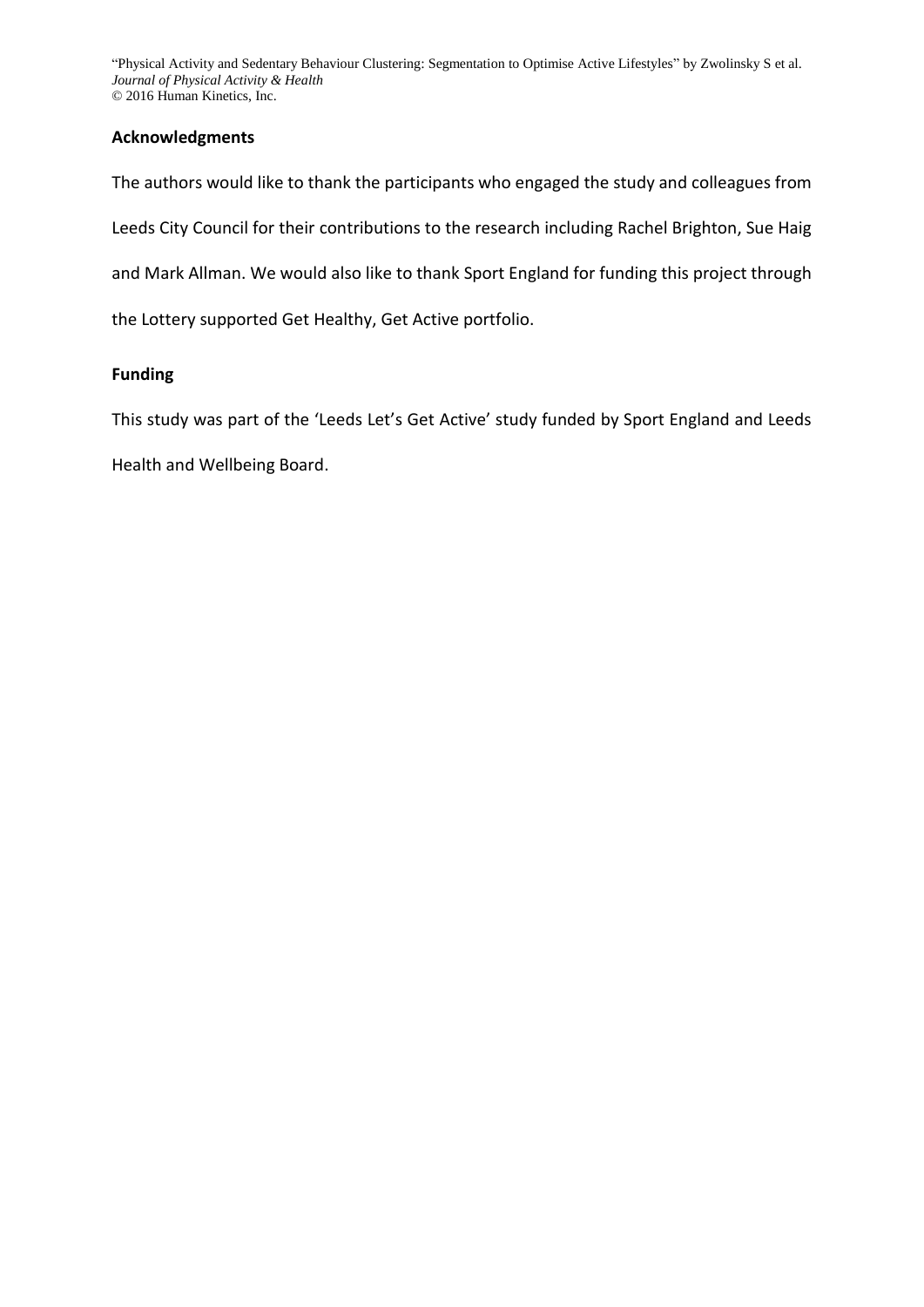## Acknowledgments

The authors would like to thank the participants who engaged the study and colleagues from Leeds City Council for their contributions to the research including Rachel Brighton, Sue Haig and Mark Allman. We would also like to thank Sport England for funding this project through the Lottery supported Get Healthy, Get Active portfolio.

## Funding

This study was part of the 'Leeds Let's Get Active' study funded by Sport England and Leeds Health and Wellbeing Board.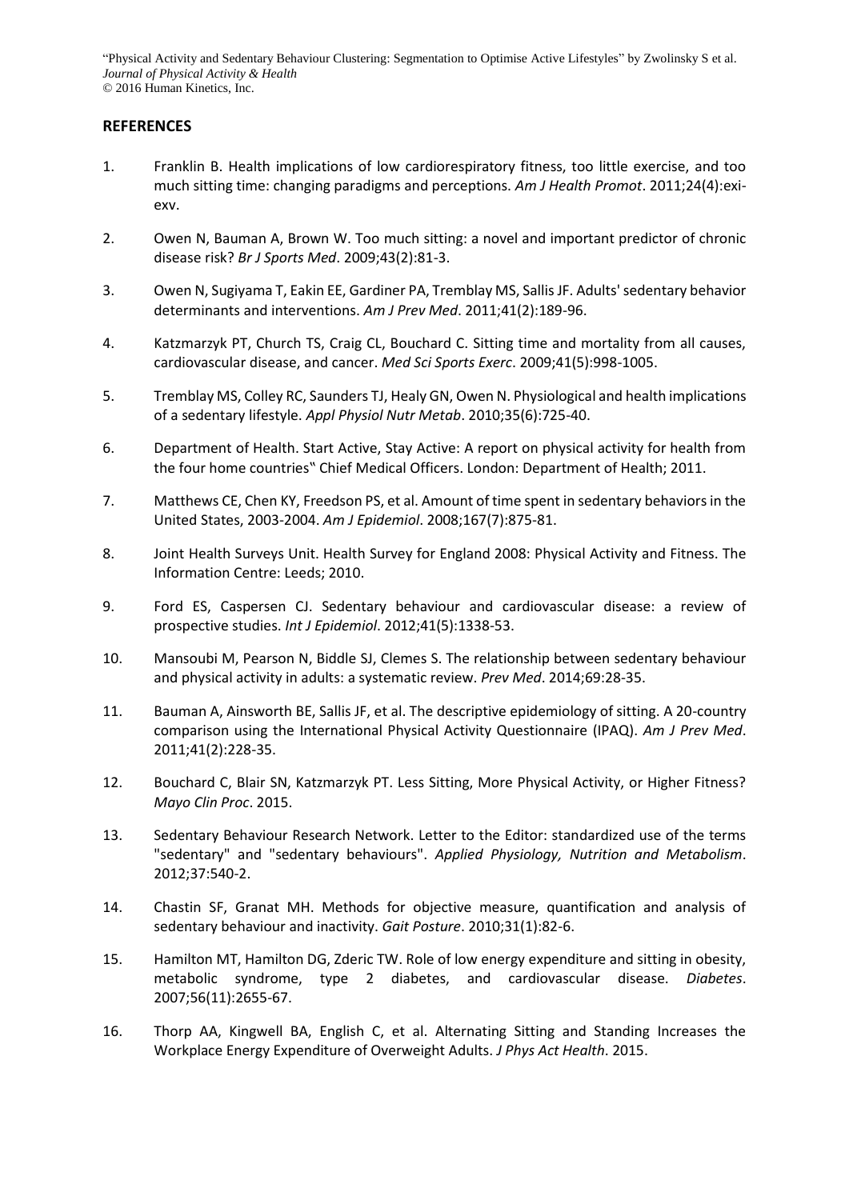## REFERENCES

1. Franklin B. Health implications of low cardiorespiratory fitness, too little exercise, and too much sitting time: changing paradigms and perceptions. *Am J Health Promot*. 2011;24(4):exi-exv.

2. Owen N, Bauman A, Brown W. Too much sitting: a novel and important predictor of chronic disease risk? *Br J Sports Med*. 2009;43(2):81-3.

3. Owen N, Sugiyama T, Eakin EE, Gardiner PA, Tremblay MS, Sallis JF. Adults' sedentary behavior determinants and interventions. *Am J Prev Med*. 2011;41(2):189-96.

4. Katzmarzyk PT, Church TS, Craig CL, Bouchard C. Sitting time and mortality from all causes, cardiovascular disease, and cancer. *Med Sci Sports Exerc*. 2009;41(5):998-1005.

5. Tremblay MS, Colley RC, Saunders TJ, Healy GN, Owen N. Physiological and health implications of a sedentary lifestyle. *Appl Physiol Nutr Metab*. 2010;35(6):725-40.

6. Department of Health. Start Active, Stay Active: A report on physical activity for health from the four home countries�Ÿ Chief Medical Officers. London: Department of Health; 2011.

7. Matthews CE, Chen KY, Freedson PS, et al. Amount of time spent in sedentary behaviors in the United States, 2003-2004. *Am J Epidemiol*. 2008;167(7):875-81.

8. Joint Health Surveys Unit. Health Survey for England 2008: Physical Activity and Fitness. The Information Centre: Leeds; 2010.

9. Ford ES, Caspersen CJ. Sedentary behaviour and cardiovascular disease: a review of prospective studies. *Int J Epidemiol*. 2012;41(5):1338-53.

10. Mansoubi M, Pearson N, Biddle SJ, Clemes S. The relationship between sedentary behaviour and physical activity in adults: a systematic review. *Prev Med*. 2014;69:28-35.

11. Bauman A, Ainsworth BE, Sallis JF, et al. The descriptive epidemiology of sitting. A 20-country comparison using the International Physical Activity Questionnaire (IPAQ). *Am J Prev Med*. 2011;41(2):228-35.

12. Bouchard C, Blair SN, Katzmarzyk PT. Less Sitting, More Physical Activity, or Higher Fitness? *Mayo Clin Proc*. 2015.

13. Sedentary Behaviour Research Network. Letter to the Editor: standardized use of the terms "sedentary" and "sedentary behaviours". *Applied Physiology, Nutrition and Metabolism*. 2012;37:540-2.

14. Chastin SF, Granat MH. Methods for objective measure, quantification and analysis of sedentary behaviour and inactivity. *Gait Posture*. 2010;31(1):82-6.

15. Hamilton MT, Hamilton DG, Zderic TW. Role of low energy expenditure and sitting in obesity, metabolic syndrome, type 2 diabetes, and cardiovascular disease. *Diabetes*. 2007;56(11):2655-67.

16. Thorp AA, Kingwell BA, English C, et al. Alternating Sitting and Standing Increases the Workplace Energy Expenditure of Overweight Adults. *J Phys Act Health*. 2015.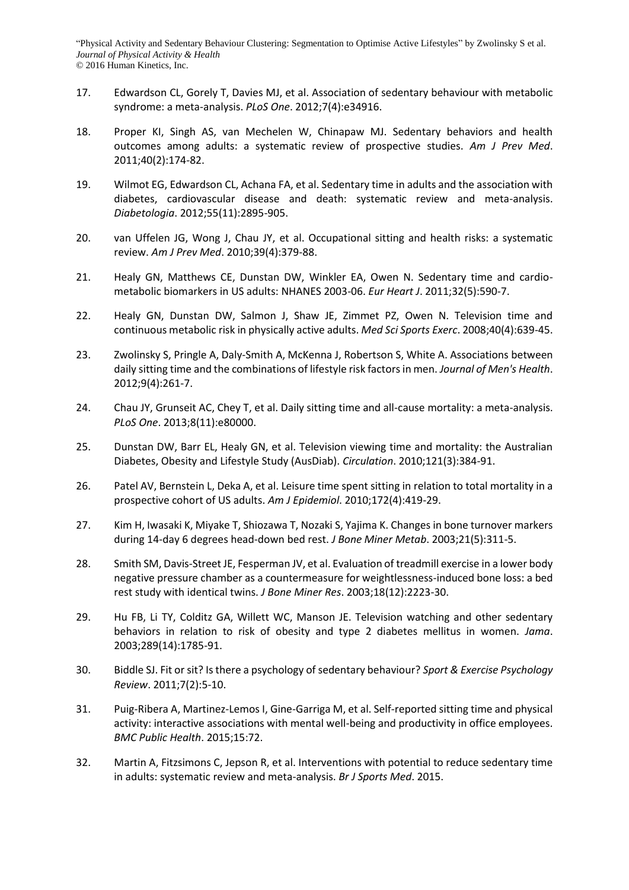17. Edwardson CL, Gorely T, Davies MJ, et al. Association of sedentary behaviour with metabolic syndrome: a meta-analysis. *PLoS One*. 2012;7(4):e34916.

18. Proper KI, Singh AS, van Mechelen W, Chinapaw MJ. Sedentary behaviors and health outcomes among adults: a systematic review of prospective studies. *Am J Prev Med*. 2011;40(2):174-82.

19. Wilmot EG, Edwardson CL, Achana FA, et al. Sedentary time in adults and the association with diabetes, cardiovascular disease and death: systematic review and meta-analysis. *Diabetologia*. 2012;55(11):2895-905.

20. van Uffelen JG, Wong J, Chau JY, et al. Occupational sitting and health risks: a systematic review. *Am J Prev Med*. 2010;39(4):379-88.

21. Healy GN, Matthews CE, Dunstan DW, Winkler EA, Owen N. Sedentary time and cardio-metabolic biomarkers in US adults: NHANES 2003-06. *Eur Heart J*. 2011;32(5):590-7.

22. Healy GN, Dunstan DW, Salmon J, Shaw JE, Zimmet PZ, Owen N. Television time and continuous metabolic risk in physically active adults. *Med Sci Sports Exerc*. 2008;40(4):639-45.

23. Zwolinsky S, Pringle A, Daly-Smith A, McKenna J, Robertson S, White A. Associations between daily sitting time and the combinations of lifestyle risk factors in men. *Journal of Men's Health*. 2012;9(4):261-7.

24. Chau JY, Grunseit AC, Chey T, et al. Daily sitting time and all-cause mortality: a meta-analysis. *PLoS One*. 2013;8(11):e80000.

25. Dunstan DW, Barr EL, Healy GN, et al. Television viewing time and mortality: the Australian Diabetes, Obesity and Lifestyle Study (AusDiab). *Circulation*. 2010;121(3):384-91.

26. Patel AV, Bernstein L, Deka A, et al. Leisure time spent sitting in relation to total mortality in a prospective cohort of US adults. *Am J Epidemiol*. 2010;172(4):419-29.

27. Kim H, Iwasaki K, Miyake T, Shiozawa T, Nozaki S, Yajima K. Changes in bone turnover markers during 14-day 6 degrees head-down bed rest. *J Bone Miner Metab*. 2003;21(5):311-5.

28. Smith SM, Davis-Street JE, Fesperman JV, et al. Evaluation of treadmill exercise in a lower body negative pressure chamber as a countermeasure for weightlessness-induced bone loss: a bed rest study with identical twins. *J Bone Miner Res*. 2003;18(12):2223-30.

29. Hu FB, Li TY, Colditz GA, Willett WC, Manson JE. Television watching and other sedentary behaviors in relation to risk of obesity and type 2 diabetes mellitus in women. *Jama*. 2003;289(14):1785-91.

30. Biddle SJ. Fit or sit? Is there a psychology of sedentary behaviour? *Sport & Exercise Psychology Review*. 2011;7(2):5-10.

31. Puig-Ribera A, Martinez-Lemos I, Gine-Garriga M, et al. Self-reported sitting time and physical activity: interactive associations with mental well-being and productivity in office employees. *BMC Public Health*. 2015;15:72.

32. Martin A, Fitzsimons C, Jepson R, et al. Interventions with potential to reduce sedentary time in adults: systematic review and meta-analysis. *Br J Sports Med*. 2015.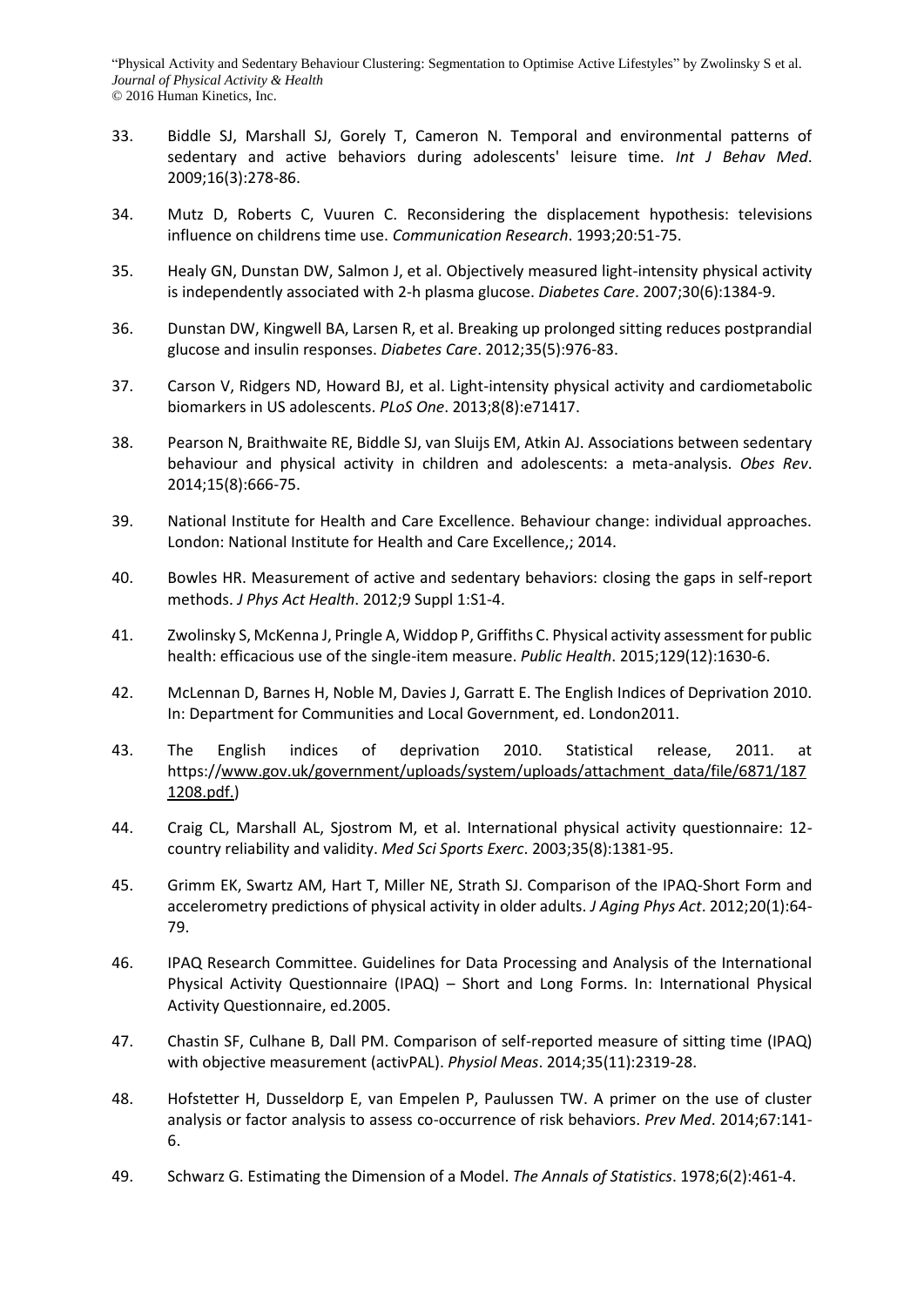33. Biddle SJ, Marshall SJ, Gorely T, Cameron N. Temporal and environmental patterns of sedentary and active behaviors during adolescents' leisure time. *Int J Behav Med*. 2009;16(3):278-86.

34. Mutz D, Roberts C, Vuuren C. Reconsidering the displacement hypothesis: televisions influence on childrens time use. *Communication Research*. 1993;20:51-75.

35. Healy GN, Dunstan DW, Salmon J, et al. Objectively measured light-intensity physical activity is independently associated with 2-h plasma glucose. *Diabetes Care*. 2007;30(6):1384-9.

36. Dunstan DW, Kingwell BA, Larsen R, et al. Breaking up prolonged sitting reduces postprandial glucose and insulin responses. *Diabetes Care*. 2012;35(5):976-83.

37. Carson V, Ridgers ND, Howard BJ, et al. Light-intensity physical activity and cardiometabolic biomarkers in US adolescents. *PLoS One*. 2013;8(8):e71417.

38. Pearson N, Braithwaite RE, Biddle SJ, van Sluijs EM, Atkin AJ. Associations between sedentary behaviour and physical activity in children and adolescents: a meta-analysis. *Obes Rev*. 2014;15(8):666-75.

39. National Institute for Health and Care Excellence. Behaviour change: individual approaches. London: National Institute for Health and Care Excellence,; 2014.

40. Bowles HR. Measurement of active and sedentary behaviors: closing the gaps in self-report methods. *J Phys Act Health*. 2012;9 Suppl 1:S1-4.

41. Zwolinsky S, McKenna J, Pringle A, Widdop P, Griffiths C. Physical activity assessment for public health: efficacious use of the single-item measure. *Public Health*. 2015;129(12):1630-6.

42. McLennan D, Barnes H, Noble M, Davies J, Garratt E. The English Indices of Deprivation 2010. In: Department for Communities and Local Government, ed. London2011.

43. The English indices of deprivation 2010. Statistical release, 2011. at https://www.gov.uk/government/uploads/system/uploads/attachment_data/file/6871/1871208.pdf.)

44. Craig CL, Marshall AL, Sjostrom M, et al. International physical activity questionnaire: 12-country reliability and validity. *Med Sci Sports Exerc*. 2003;35(8):1381-95.

45. Grimm EK, Swartz AM, Hart T, Miller NE, Strath SJ. Comparison of the IPAQ-Short Form and accelerometry predictions of physical activity in older adults. *J Aging Phys Act*. 2012;20(1):64-79.

46. IPAQ Research Committee. Guidelines for Data Processing and Analysis of the International Physical Activity Questionnaire (IPAQ) – Short and Long Forms. In: International Physical Activity Questionnaire, ed.2005.

47. Chastin SF, Culhane B, Dall PM. Comparison of self-reported measure of sitting time (IPAQ) with objective measurement (activPAL). *Physiol Meas*. 2014;35(11):2319-28.

48. Hofstetter H, Dusseldorp E, van Empelen P, Paulussen TW. A primer on the use of cluster analysis or factor analysis to assess co-occurrence of risk behaviors. *Prev Med*. 2014;67:141-6.

49. Schwarz G. Estimating the Dimension of a Model. *The Annals of Statistics*. 1978;6(2):461-4.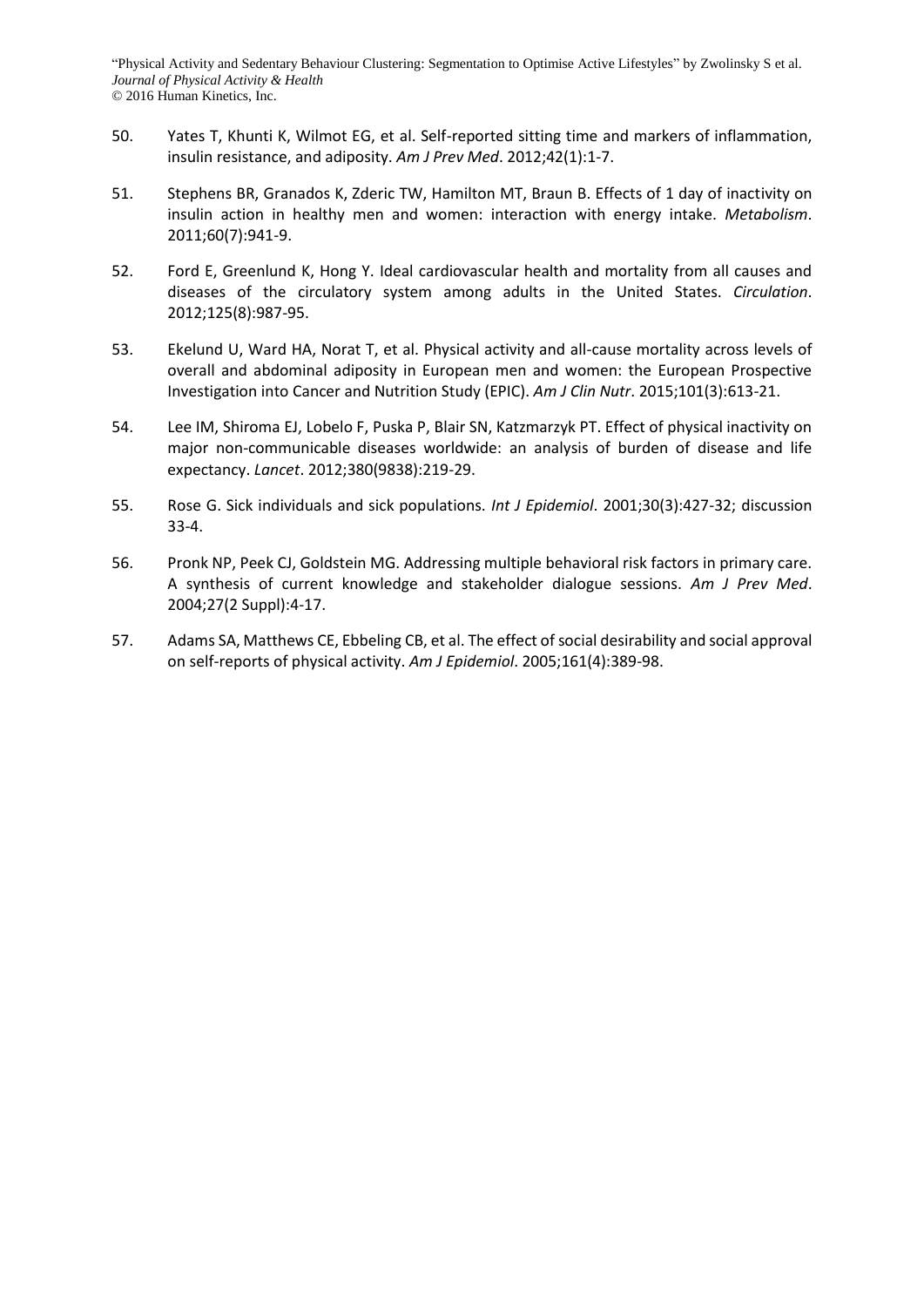50. Yates T, Khunti K, Wilmot EG, et al. Self-reported sitting time and markers of inflammation, insulin resistance, and adiposity. *Am J Prev Med*. 2012;42(1):1-7.

51. Stephens BR, Granados K, Zderic TW, Hamilton MT, Braun B. Effects of 1 day of inactivity on insulin action in healthy men and women: interaction with energy intake. *Metabolism*. 2011;60(7):941-9.

52. Ford E, Greenlund K, Hong Y. Ideal cardiovascular health and mortality from all causes and diseases of the circulatory system among adults in the United States. *Circulation*. 2012;125(8):987-95.

53. Ekelund U, Ward HA, Norat T, et al. Physical activity and all-cause mortality across levels of overall and abdominal adiposity in European men and women: the European Prospective Investigation into Cancer and Nutrition Study (EPIC). *Am J Clin Nutr*. 2015;101(3):613-21.

54. Lee IM, Shiroma EJ, Lobelo F, Puska P, Blair SN, Katzmarzyk PT. Effect of physical inactivity on major non-communicable diseases worldwide: an analysis of burden of disease and life expectancy. *Lancet*. 2012;380(9838):219-29.

55. Rose G. Sick individuals and sick populations. *Int J Epidemiol*. 2001;30(3):427-32; discussion 33-4.

56. Pronk NP, Peek CJ, Goldstein MG. Addressing multiple behavioral risk factors in primary care. A synthesis of current knowledge and stakeholder dialogue sessions. *Am J Prev Med*. 2004;27(2 Suppl):4-17.

57. Adams SA, Matthews CE, Ebbeling CB, et al. The effect of social desirability and social approval on self-reports of physical activity. *Am J Epidemiol*. 2005;161(4):389-98.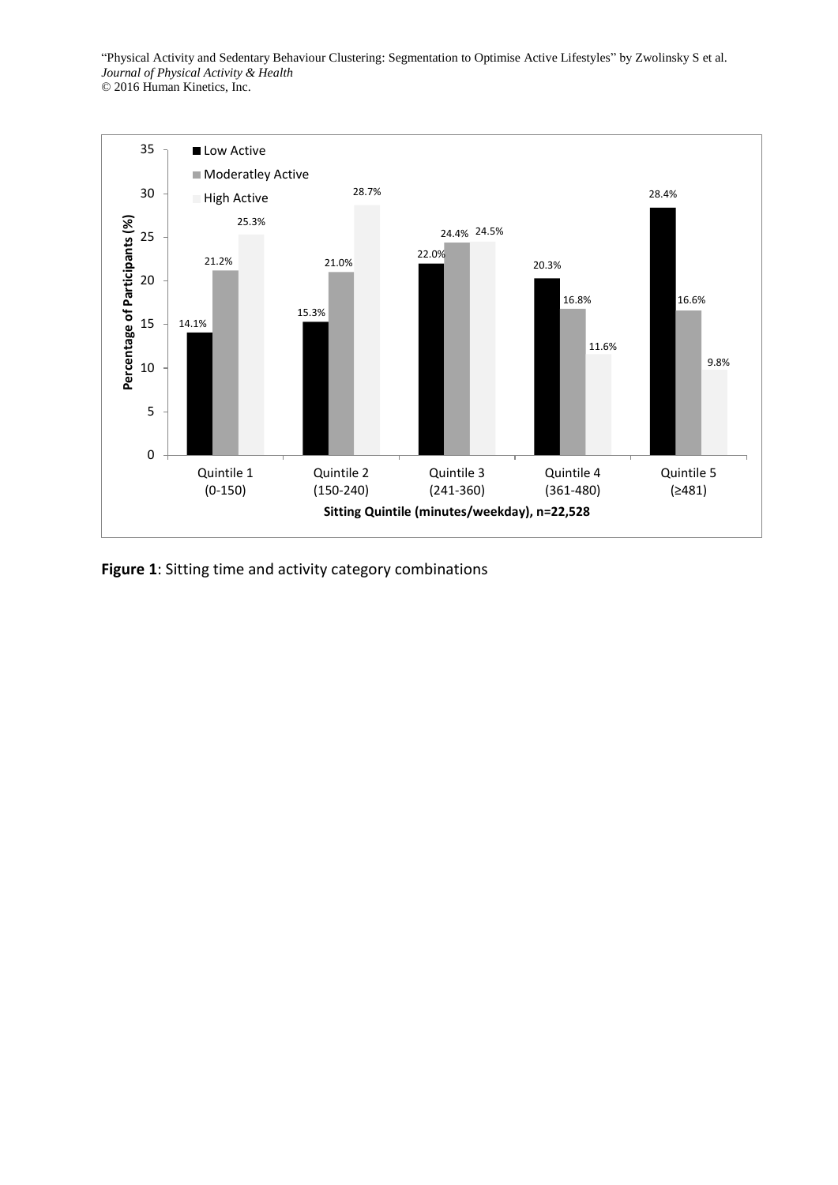| Sitting Quintile (minutes/weekday), n=22,528 | Low Active | Moderatley Active | High Active |
|---|---|---|---|
| Quintile 1 (0-150) | 14.1% | 21.2% | 25.3% |
| Quintile 2 (150-240) | 15.3% | 21.0% | 28.7% |
| Quintile 3 (241-360) | 22.0% | 24.4% | 24.5% |
| Quintile 4 (361-480) | 20.3% | 16.8% | 11.6% |
| Quintile 5 (≥481) | 28.4% | 16.6% | 9.8% |

**Figure 1**: Sitting time and activity category combinations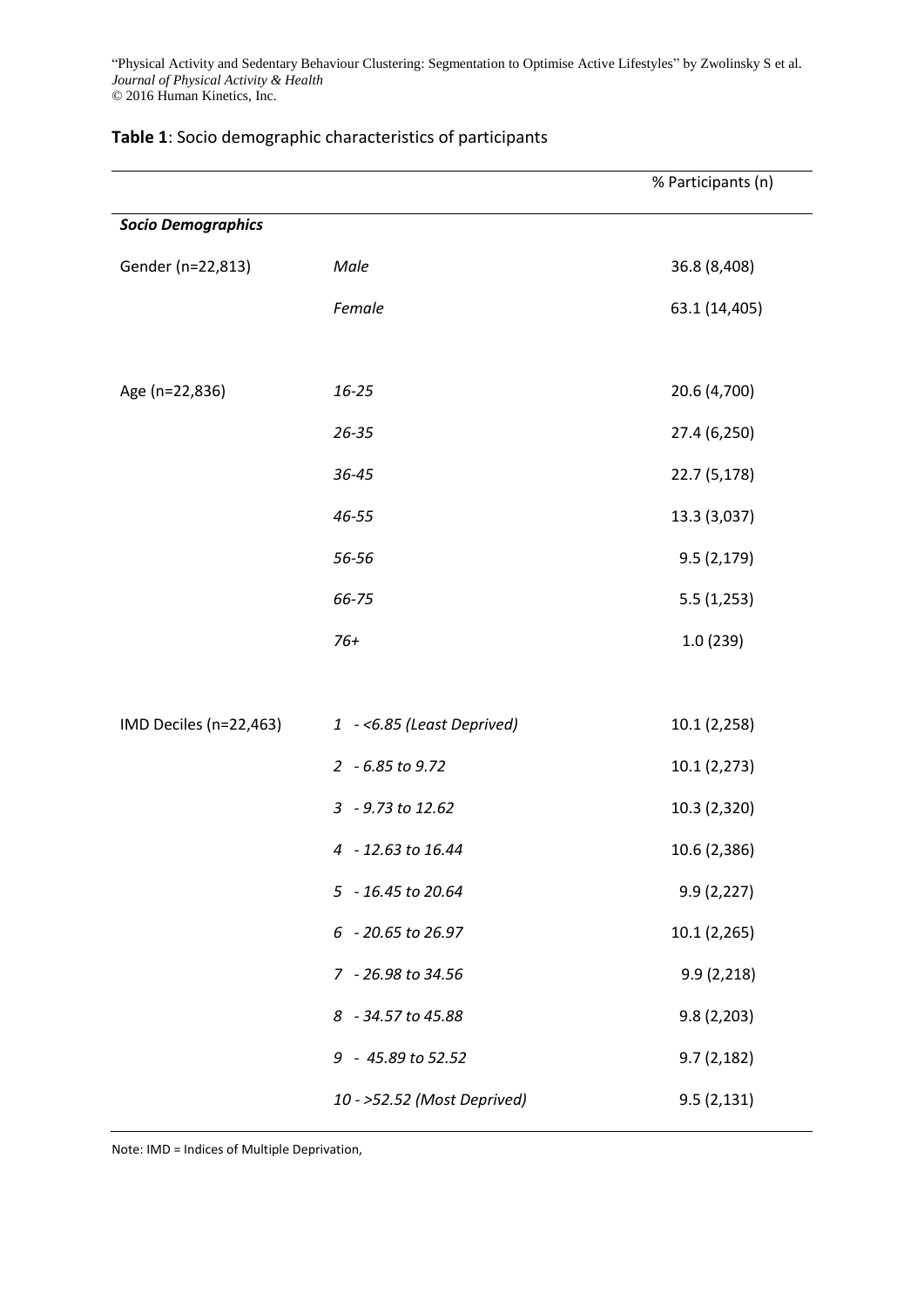**Table 1**: Socio demographic characteristics of participants

| | | % Participants (n) |
|---|---|---|
| ***Socio Demographics*** | | |
| Gender (n=22,813) | *Male* | 36.8 (8,408) |
| | *Female* | 63.1 (14,405) |
| | | |
| Age (n=22,836) | *16-25* | 20.6 (4,700) |
| | *26-35* | 27.4 (6,250) |
| | *36-45* | 22.7 (5,178) |
| | *46-55* | 13.3 (3,037) |
| | *56-56* | 9.5 (2,179) |
| | *66-75* | 5.5 (1,253) |
| | *76+* | 1.0 (239) |
| | | |
| IMD Deciles (n=22,463) | *1 - <6.85 (Least Deprived)* | 10.1 (2,258) |
| | *2 - 6.85 to 9.72* | 10.1 (2,273) |
| | *3 - 9.73 to 12.62* | 10.3 (2,320) |
| | *4 - 12.63 to 16.44* | 10.6 (2,386) |
| | *5 - 16.45 to 20.64* | 9.9 (2,227) |
| | *6 - 20.65 to 26.97* | 10.1 (2,265) |
| | *7 - 26.98 to 34.56* | 9.9 (2,218) |
| | *8 - 34.57 to 45.88* | 9.8 (2,203) |
| | *9 - 45.89 to 52.52* | 9.7 (2,182) |
| | *10 - >52.52 (Most Deprived)* | 9.5 (2,131) |

Note: IMD = Indices of Multiple Deprivation,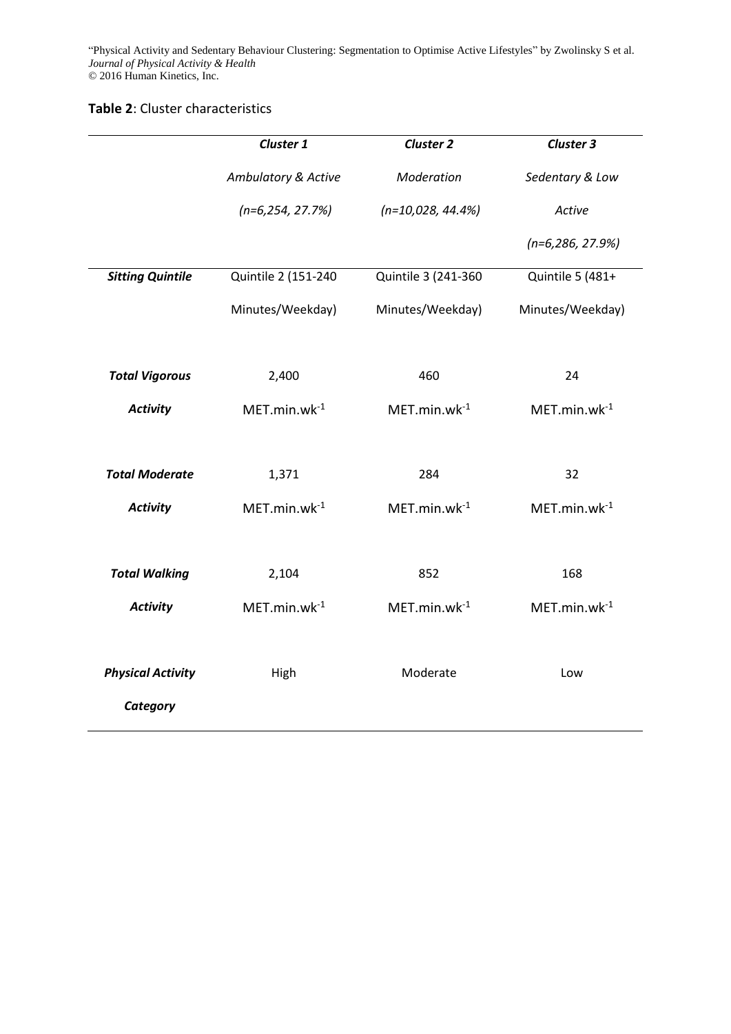**Table 2**: Cluster characteristics

| | ***Cluster 1*** *Ambulatory & Active* *(n=6,254, 27.7%)* | ***Cluster 2*** *Moderation* *(n=10,028, 44.4%)* | ***Cluster 3*** *Sedentary & Low Active* *(n=6,286, 27.9%)* |
|---|---|---|---|
| ***Sitting Quintile*** | Quintile 2 (151-240 Minutes/Weekday) | Quintile 3 (241-360 Minutes/Weekday) | Quintile 5 (481+ Minutes/Weekday) |
| ***Total Vigorous Activity*** | 2,400 MET.min.wk$^{-1}$ | 460 MET.min.wk$^{-1}$ | 24 MET.min.wk$^{-1}$ |
| ***Total Moderate Activity*** | 1,371 MET.min.wk$^{-1}$ | 284 MET.min.wk$^{-1}$ | 32 MET.min.wk$^{-1}$ |
| ***Total Walking Activity*** | 2,104 MET.min.wk$^{-1}$ | 852 MET.min.wk$^{-1}$ | 168 MET.min.wk$^{-1}$ |
| ***Physical Activity Category*** | High | Moderate | Low |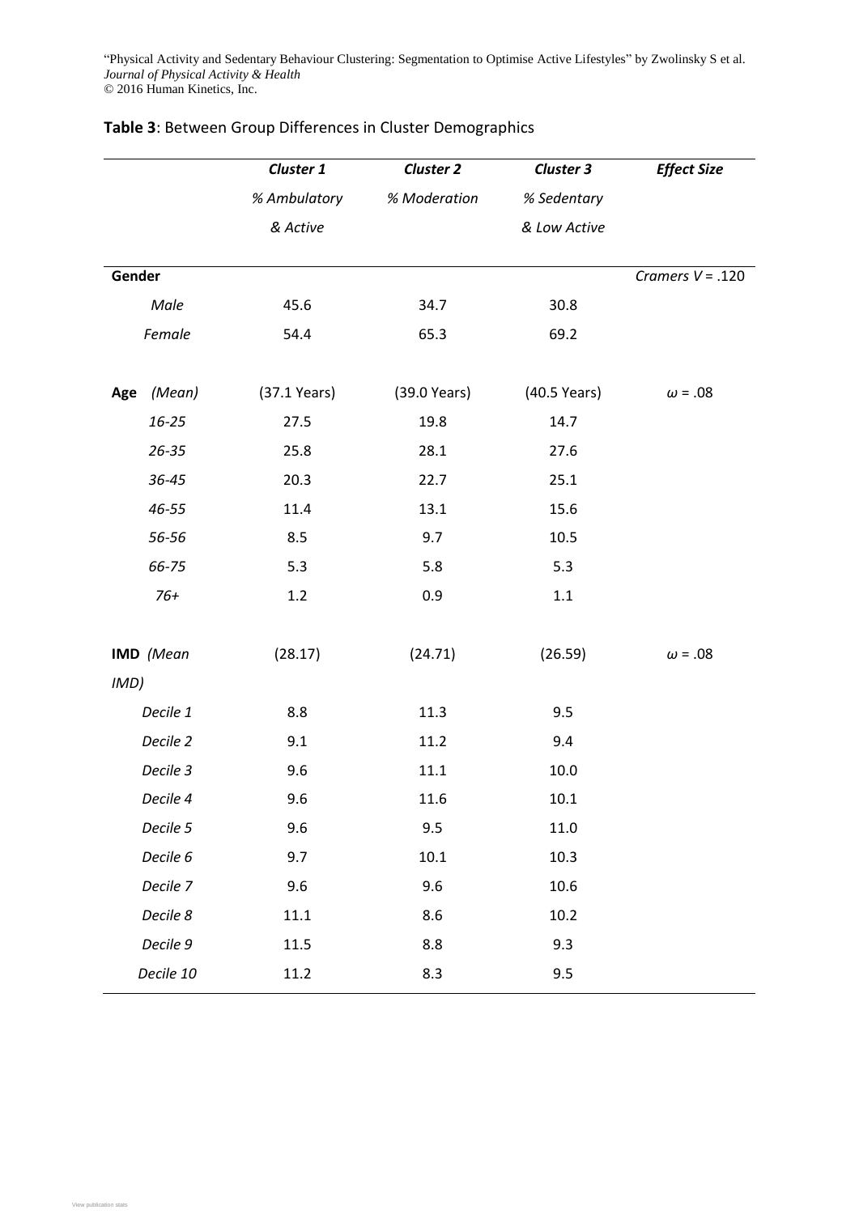**Table 3**: Between Group Differences in Cluster Demographics

| | *Cluster 1* *% Ambulatory & Active* | *Cluster 2* *% Moderation* | *Cluster 3* *% Sedentary & Low Active* | *Effect Size* |
|---|---|---|---|---|
| **Gender** | | | | *Cramers V* = .120 |
| *Male* | 45.6 | 34.7 | 30.8 | |
| *Female* | 54.4 | 65.3 | 69.2 | |
| **Age** *(Mean)* | (37.1 Years) | (39.0 Years) | (40.5 Years) | $\omega$ = .08 |
| *16-25* | 27.5 | 19.8 | 14.7 | |
| *26-35* | 25.8 | 28.1 | 27.6 | |
| *36-45* | 20.3 | 22.7 | 25.1 | |
| *46-55* | 11.4 | 13.1 | 15.6 | |
| *56-56* | 8.5 | 9.7 | 10.5 | |
| *66-75* | 5.3 | 5.8 | 5.3 | |
| *76+* | 1.2 | 0.9 | 1.1 | |
| **IMD** *(Mean IMD)* | (28.17) | (24.71) | (26.59) | $\omega$ = .08 |
| *Decile 1* | 8.8 | 11.3 | 9.5 | |
| *Decile 2* | 9.1 | 11.2 | 9.4 | |
| *Decile 3* | 9.6 | 11.1 | 10.0 | |
| *Decile 4* | 9.6 | 11.6 | 10.1 | |
| *Decile 5* | 9.6 | 9.5 | 11.0 | |
| *Decile 6* | 9.7 | 10.1 | 10.3 | |
| *Decile 7* | 9.6 | 9.6 | 10.6 | |
| *Decile 8* | 11.1 | 8.6 | 10.2 | |
| *Decile 9* | 11.5 | 8.8 | 9.3 | |
| *Decile 10* | 11.2 | 8.3 | 9.5 | |